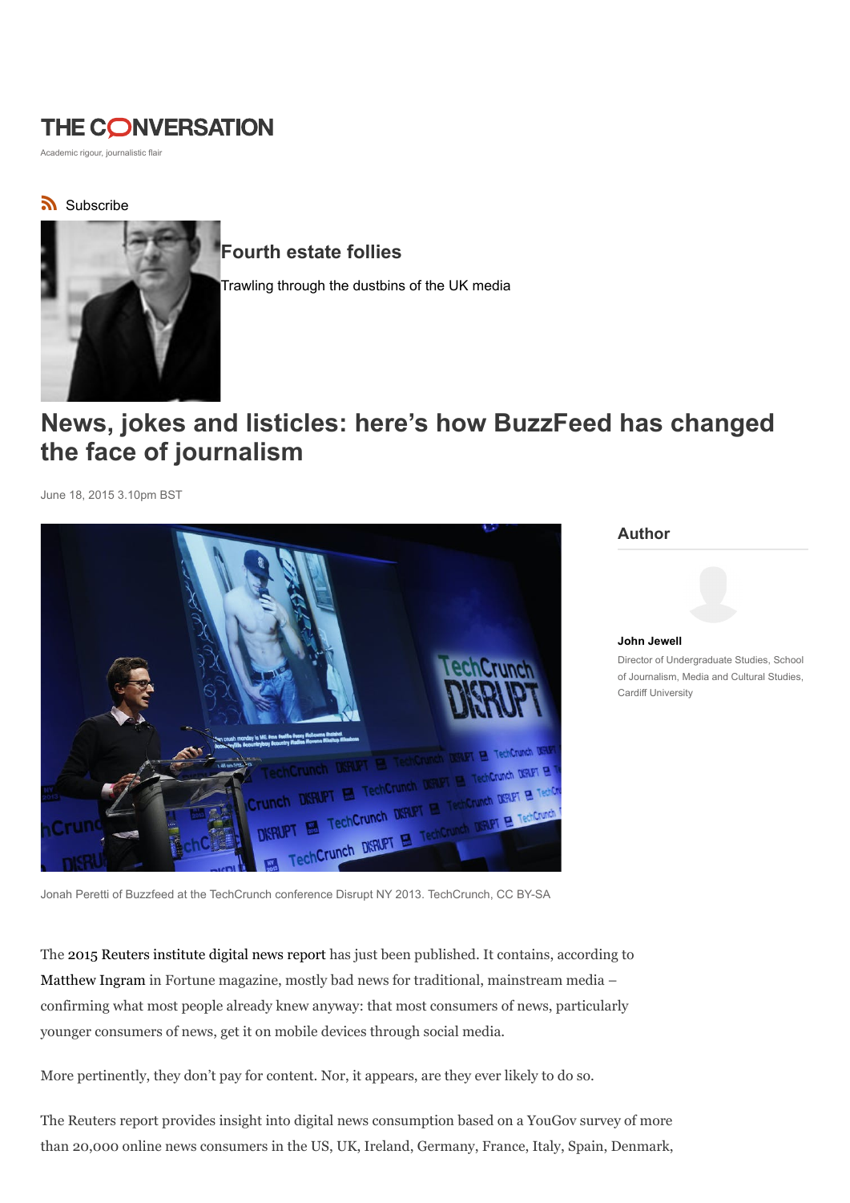# THE CONVERSATION

Academic rigour, journalistic flair

Subscribe

## Fourth estate follies

Trawling through the dustbins of the UK media

# News, jokes and listicles: here's how BuzzFeed has changed the face of journalism

June 18, 2015 3.10pm BST

Jonah Peretti of Buzzfeed at the TechCrunch conference Disrupt NY 2013. TechCrunch, CC BY-SA

**Author**

**John Jewell**
Director of Undergraduate Studies, School of Journalism, Media and Cultural Studies, Cardiff University

The 2015 Reuters institute digital news report has just been published. It contains, according to Matthew Ingram in Fortune magazine, mostly bad news for traditional, mainstream media – confirming what most people already knew anyway: that most consumers of news, particularly younger consumers of news, get it on mobile devices through social media.

More pertinently, they don't pay for content. Nor, it appears, are they ever likely to do so.

The Reuters report provides insight into digital news consumption based on a YouGov survey of more than 20,000 online news consumers in the US, UK, Ireland, Germany, France, Italy, Spain, Denmark,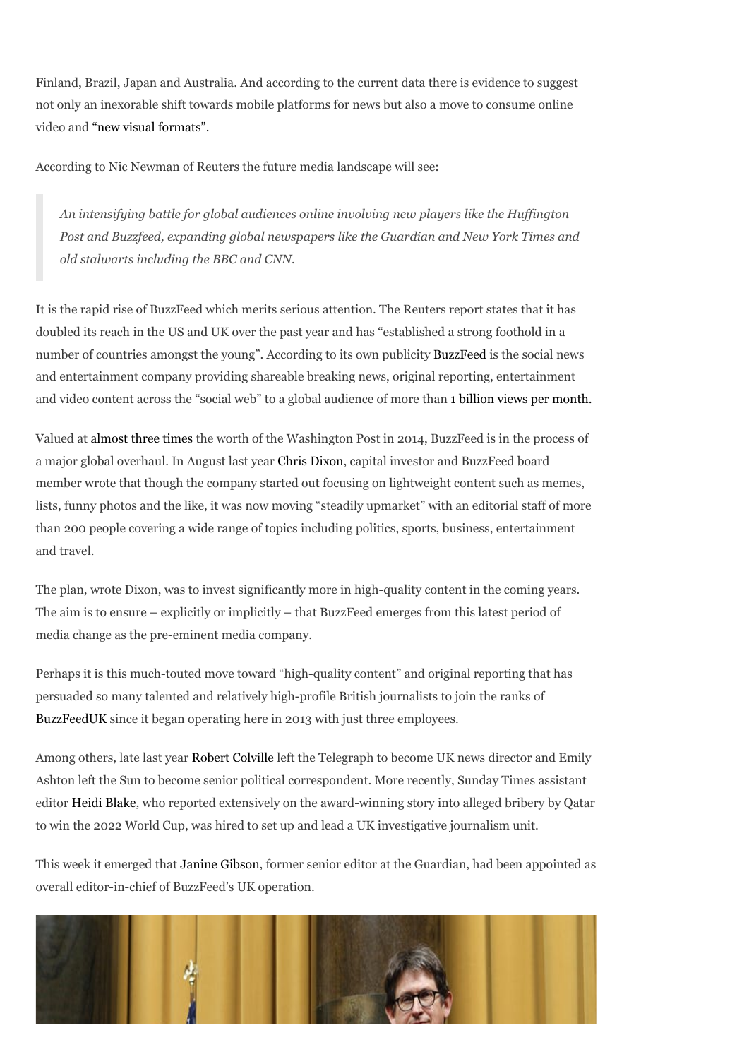Finland, Brazil, Japan and Australia. And according to the current data there is evidence to suggest not only an inexorable shift towards mobile platforms for news but also a move to consume online video and "new visual formats".

According to Nic Newman of Reuters the future media landscape will see:

> *An intensifying battle for global audiences online involving new players like the Huffington Post and Buzzfeed, expanding global newspapers like the Guardian and New York Times and old stalwarts including the BBC and CNN.*

It is the rapid rise of BuzzFeed which merits serious attention. The Reuters report states that it has doubled its reach in the US and UK over the past year and has "established a strong foothold in a number of countries amongst the young". According to its own publicity BuzzFeed is the social news and entertainment company providing shareable breaking news, original reporting, entertainment and video content across the "social web" to a global audience of more than 1 billion views per month.

Valued at almost three times the worth of the Washington Post in 2014, BuzzFeed is in the process of a major global overhaul. In August last year Chris Dixon, capital investor and BuzzFeed board member wrote that though the company started out focusing on lightweight content such as memes, lists, funny photos and the like, it was now moving "steadily upmarket" with an editorial staff of more than 200 people covering a wide range of topics including politics, sports, business, entertainment and travel.

The plan, wrote Dixon, was to invest significantly more in high-quality content in the coming years. The aim is to ensure – explicitly or implicitly – that BuzzFeed emerges from this latest period of media change as the pre-eminent media company.

Perhaps it is this much-touted move toward "high-quality content" and original reporting that has persuaded so many talented and relatively high-profile British journalists to join the ranks of BuzzFeedUK since it began operating here in 2013 with just three employees.

Among others, late last year Robert Colville left the Telegraph to become UK news director and Emily Ashton left the Sun to become senior political correspondent. More recently, Sunday Times assistant editor Heidi Blake, who reported extensively on the award-winning story into alleged bribery by Qatar to win the 2022 World Cup, was hired to set up and lead a UK investigative journalism unit.

This week it emerged that Janine Gibson, former senior editor at the Guardian, had been appointed as overall editor-in-chief of BuzzFeed's UK operation.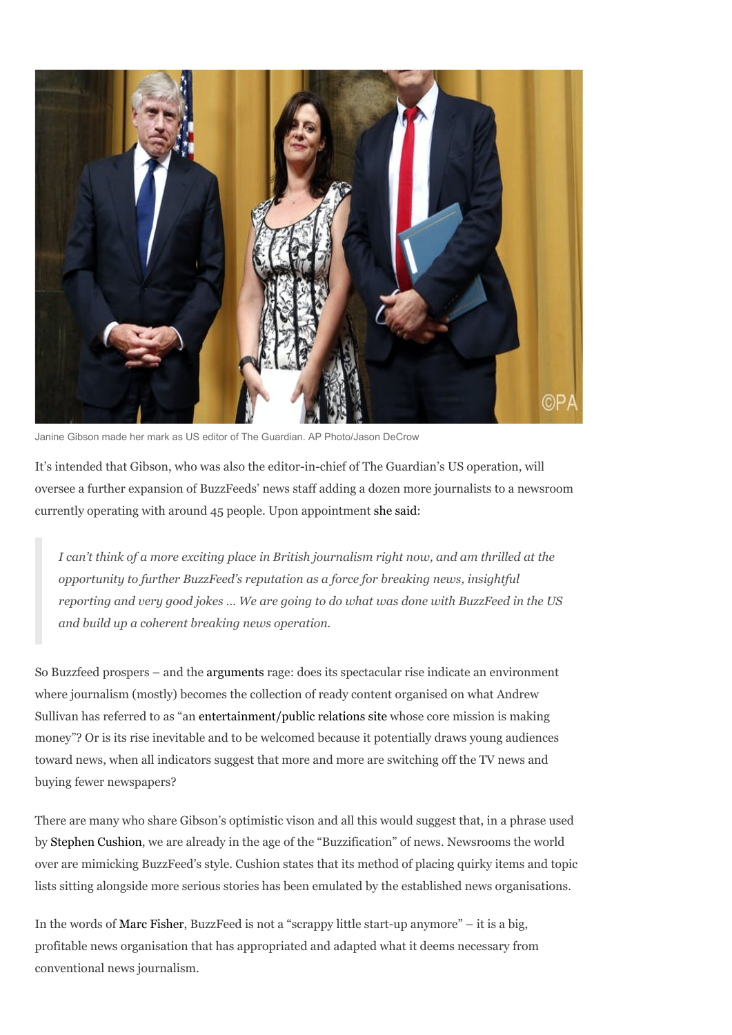Janine Gibson made her mark as US editor of The Guardian. AP Photo/Jason DeCrow

It's intended that Gibson, who was also the editor-in-chief of The Guardian's US operation, will oversee a further expansion of BuzzFeeds' news staff adding a dozen more journalists to a newsroom currently operating with around 45 people. Upon appointment she said:

> *I can't think of a more exciting place in British journalism right now, and am thrilled at the opportunity to further BuzzFeed's reputation as a force for breaking news, insightful reporting and very good jokes … We are going to do what was done with BuzzFeed in the US and build up a coherent breaking news operation.*

So Buzzfeed prospers – and the arguments rage: does its spectacular rise indicate an environment where journalism (mostly) becomes the collection of ready content organised on what Andrew Sullivan has referred to as "an entertainment/public relations site whose core mission is making money"? Or is its rise inevitable and to be welcomed because it potentially draws young audiences toward news, when all indicators suggest that more and more are switching off the TV news and buying fewer newspapers?

There are many who share Gibson's optimistic vison and all this would suggest that, in a phrase used by Stephen Cushion, we are already in the age of the "Buzzification" of news. Newsrooms the world over are mimicking BuzzFeed's style. Cushion states that its method of placing quirky items and topic lists sitting alongside more serious stories has been emulated by the established news organisations.

In the words of Marc Fisher, BuzzFeed is not a "scrappy little start-up anymore" – it is a big, profitable news organisation that has appropriated and adapted what it deems necessary from conventional news journalism.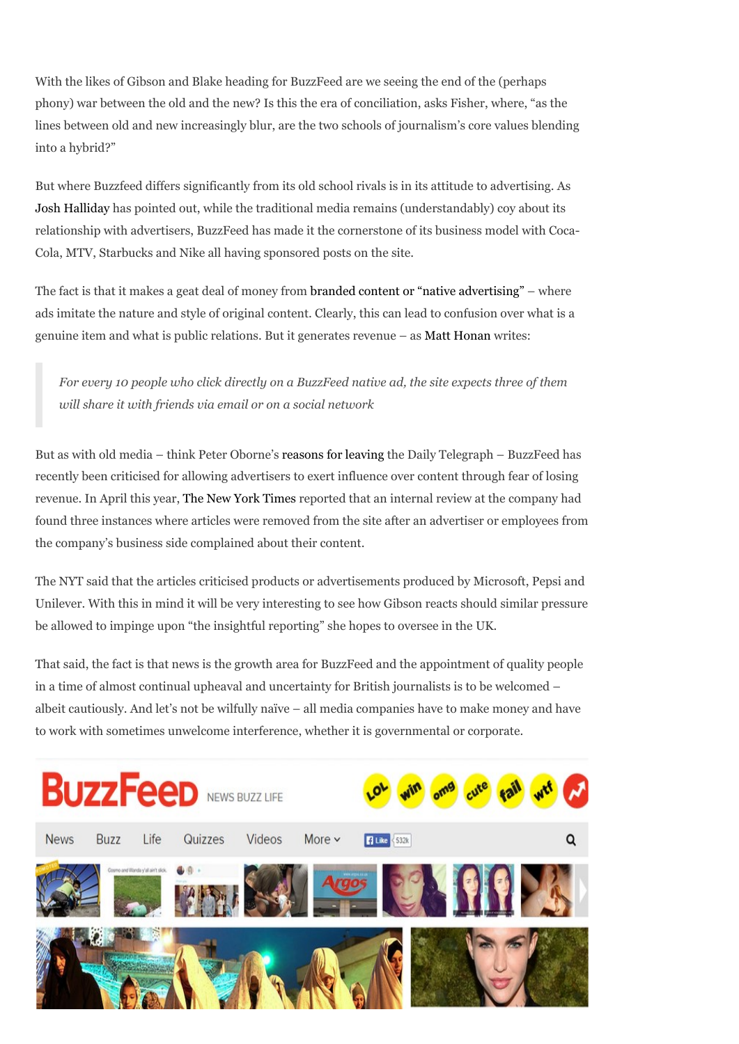With the likes of Gibson and Blake heading for BuzzFeed are we seeing the end of the (perhaps phony) war between the old and the new? Is this the era of conciliation, asks Fisher, where, "as the lines between old and new increasingly blur, are the two schools of journalism's core values blending into a hybrid?"

But where Buzzfeed differs significantly from its old school rivals is in its attitude to advertising. As Josh Halliday has pointed out, while the traditional media remains (understandably) coy about its relationship with advertisers, BuzzFeed has made it the cornerstone of its business model with Coca-Cola, MTV, Starbucks and Nike all having sponsored posts on the site.

The fact is that it makes a geat deal of money from branded content or "native advertising" – where ads imitate the nature and style of original content. Clearly, this can lead to confusion over what is a genuine item and what is public relations. But it generates revenue – as Matt Honan writes:

> *For every 10 people who click directly on a BuzzFeed native ad, the site expects three of them will share it with friends via email or on a social network*

But as with old media – think Peter Oborne's reasons for leaving the Daily Telegraph – BuzzFeed has recently been criticised for allowing advertisers to exert influence over content through fear of losing revenue. In April this year, The New York Times reported that an internal review at the company had found three instances where articles were removed from the site after an advertiser or employees from the company's business side complained about their content.

The NYT said that the articles criticised products or advertisements produced by Microsoft, Pepsi and Unilever. With this in mind it will be very interesting to see how Gibson reacts should similar pressure be allowed to impinge upon "the insightful reporting" she hopes to oversee in the UK.

That said, the fact is that news is the growth area for BuzzFeed and the appointment of quality people in a time of almost continual upheaval and uncertainty for British journalists is to be welcomed – albeit cautiously. And let's not be wilfully naïve – all media companies have to make money and have to work with sometimes unwelcome interference, whether it is governmental or corporate.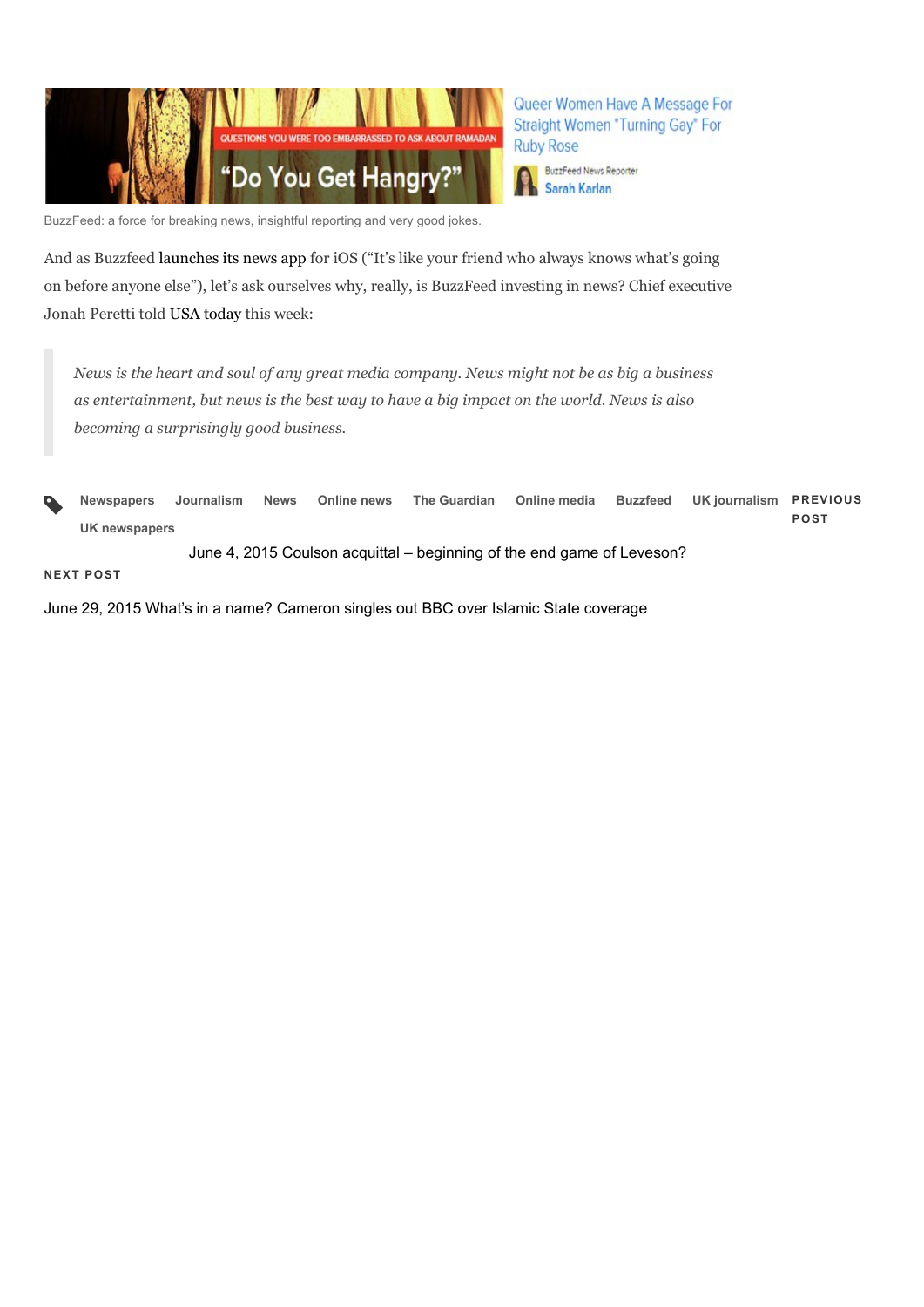BuzzFeed: a force for breaking news, insightful reporting and very good jokes.

And as Buzzfeed launches its news app for iOS ("It's like your friend who always knows what's going on before anyone else"), let's ask ourselves why, really, is BuzzFeed investing in news? Chief executive Jonah Peretti told USA today this week:

> *News is the heart and soul of any great media company. News might not be as big a business as entertainment, but news is the best way to have a big impact on the world. News is also becoming a surprisingly good business.*

**Newspapers** **Journalism** **News** **Online news** **The Guardian** **Online media** **Buzzfeed** **UK journalism** **UK newspapers**

**PREVIOUS POST**

June 4, 2015 Coulson acquittal – beginning of the end game of Leveson?

**NEXT POST**

June 29, 2015 What's in a name? Cameron singles out BBC over Islamic State coverage